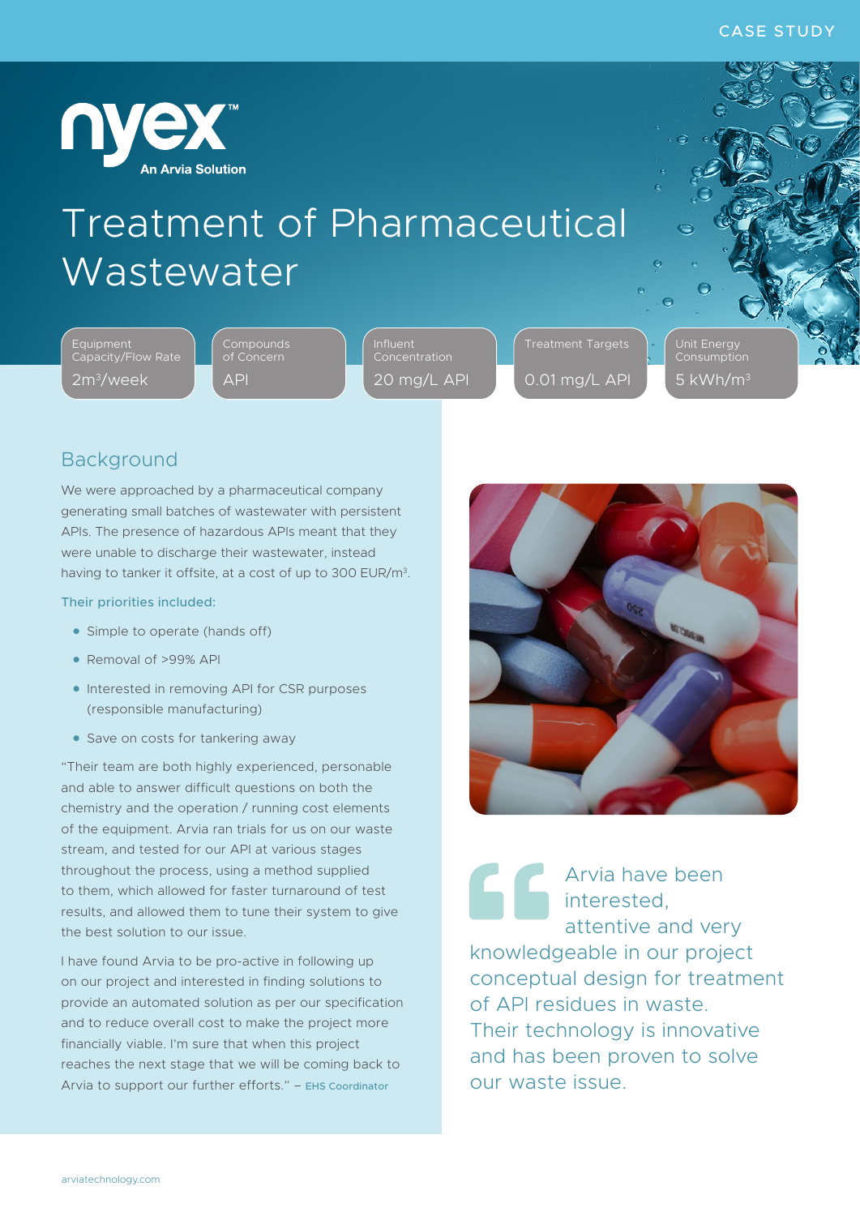CASE STUDY

nyex™ An Arvia Solution

# Treatment of Pharmaceutical Wastewater

| Equipment Capacity/Flow Rate | Compounds of Concern | Influent Concentration | Treatment Targets | Unit Energy Consumption |
|---|---|---|---|---|
| 2m³/week | API | 20 mg/L API | 0.01 mg/L API | 5 kWh/m³ |

## Background

We were approached by a pharmaceutical company generating small batches of wastewater with persistent APIs. The presence of hazardous APIs meant that they were unable to discharge their wastewater, instead having to tanker it offsite, at a cost of up to 300 EUR/m³.

Their priorities included:

- Simple to operate (hands off)
- Removal of >99% API
- Interested in removing API for CSR purposes (responsible manufacturing)
- Save on costs for tankering away

"Their team are both highly experienced, personable and able to answer difficult questions on both the chemistry and the operation / running cost elements of the equipment. Arvia ran trials for us on our waste stream, and tested for our API at various stages throughout the process, using a method supplied to them, which allowed for faster turnaround of test results, and allowed them to tune their system to give the best solution to our issue.

I have found Arvia to be pro-active in following up on our project and interested in finding solutions to provide an automated solution as per our specification and to reduce overall cost to make the project more financially viable. I'm sure that when this project reaches the next stage that we will be coming back to Arvia to support our further efforts." – EHS Coordinator

> Arvia have been interested, attentive and very knowledgeable in our project conceptual design for treatment of API residues in waste. Their technology is innovative and has been proven to solve our waste issue.

arviatechnology.com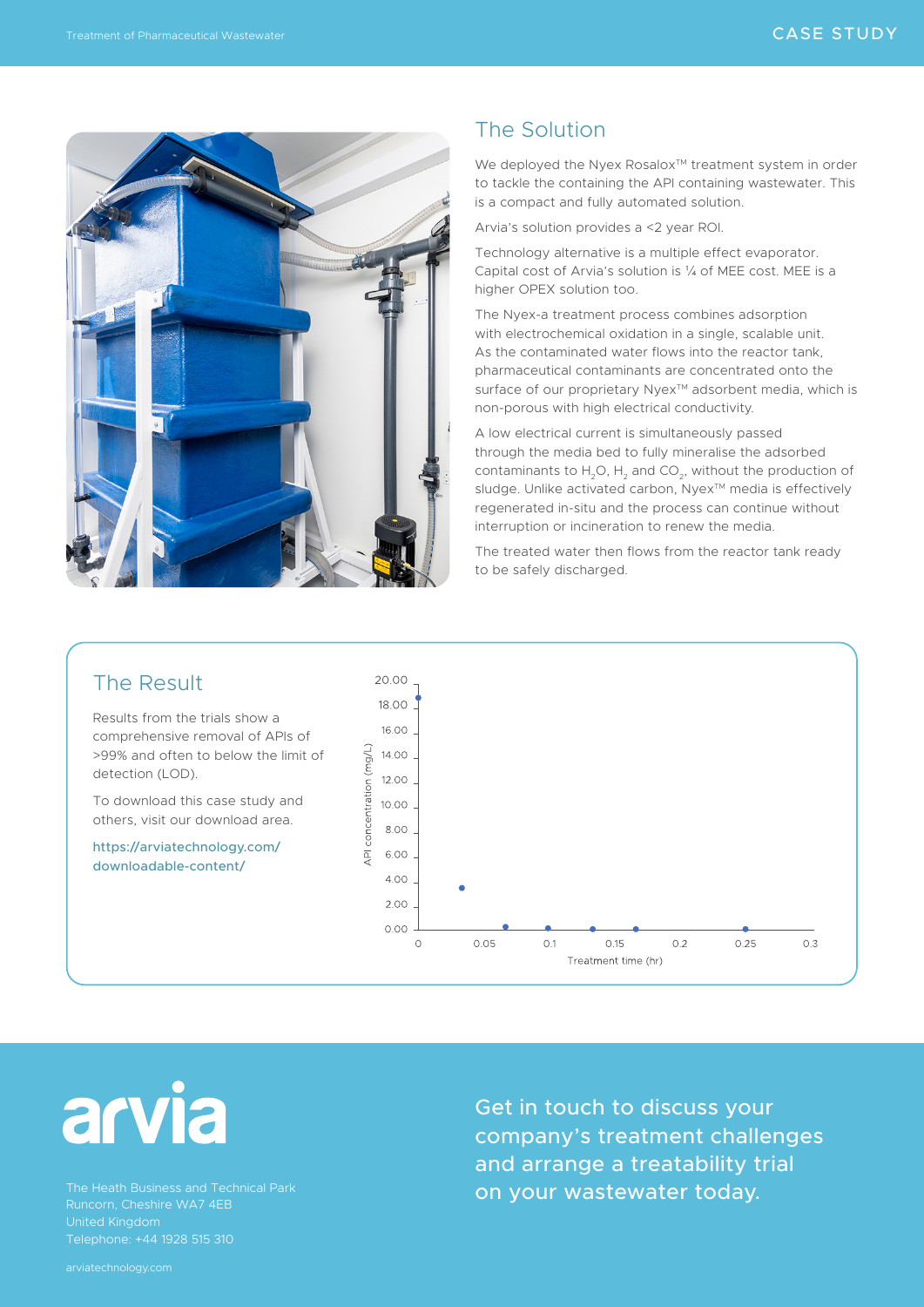## The Solution

We deployed the Nyex Rosalox™ treatment system in order to tackle the containing the API containing wastewater. This is a compact and fully automated solution.

Arvia's solution provides a <2 year ROI.

Technology alternative is a multiple effect evaporator. Capital cost of Arvia's solution is ¼ of MEE cost. MEE is a higher OPEX solution too.

The Nyex-a treatment process combines adsorption with electrochemical oxidation in a single, scalable unit. As the contaminated water flows into the reactor tank, pharmaceutical contaminants are concentrated onto the surface of our proprietary Nyex™ adsorbent media, which is non-porous with high electrical conductivity.

A low electrical current is simultaneously passed through the media bed to fully mineralise the adsorbed contaminants to $H_2O$, $H_2$ and $CO_2$, without the production of sludge. Unlike activated carbon, Nyex™ media is effectively regenerated in-situ and the process can continue without interruption or incineration to renew the media.

The treated water then flows from the reactor tank ready to be safely discharged.

## The Result

Results from the trials show a comprehensive removal of APIs of >99% and often to below the limit of detection (LOD).

To download this case study and others, visit our download area.

https://arviatechnology.com/downloadable-content/

API concentration (mg/L)
20.00
18.00
16.00
14.00
12.00
10.00
8.00
6.00
4.00
2.00
0.00
0
0.05
0.1
0.15
0.2
0.25
0.3
Treatment time (hr)

arvia

The Heath Business and Technical Park
Runcorn, Cheshire WA7 4EB
United Kingdom
Telephone: +44 1928 515 310

arviatechnology.com

Get in touch to discuss your company's treatment challenges and arrange a treatability trial on your wastewater today.